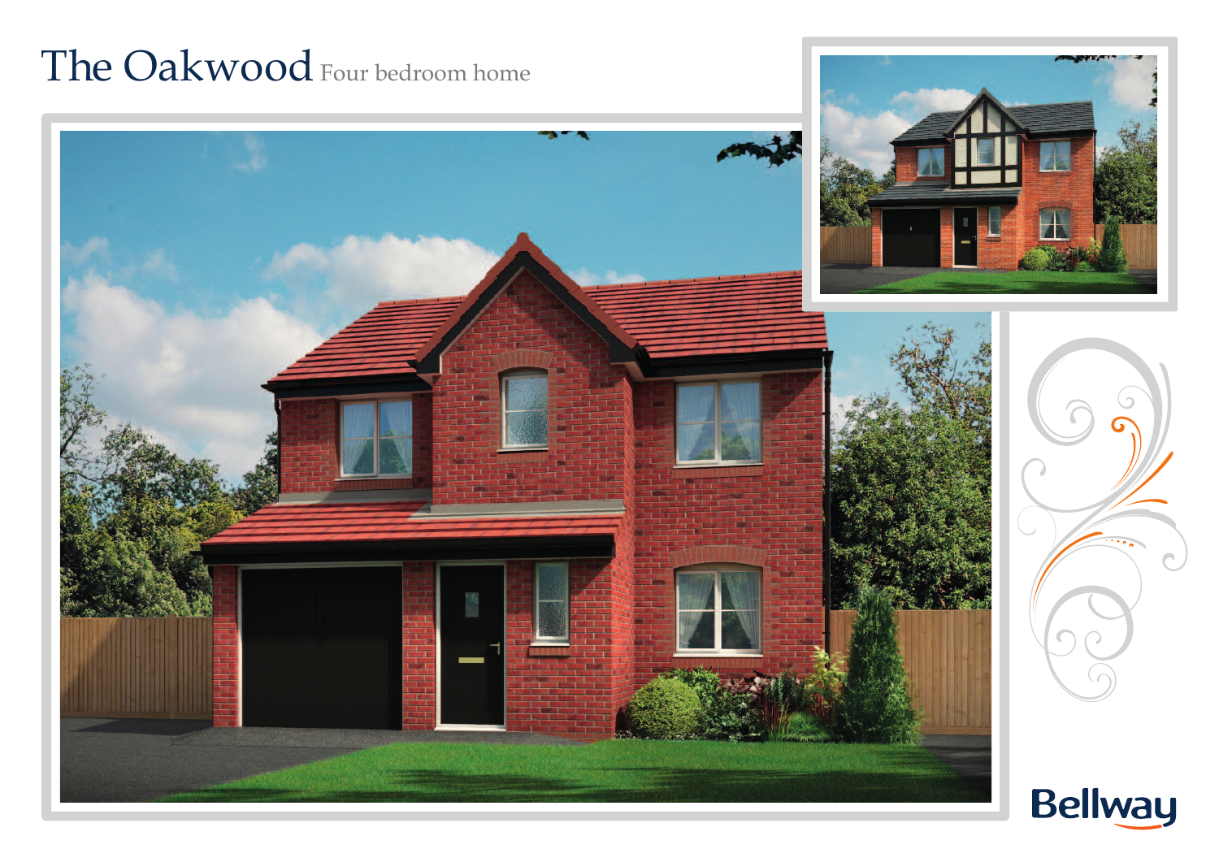# The Oakwood Four bedroom home

Bellway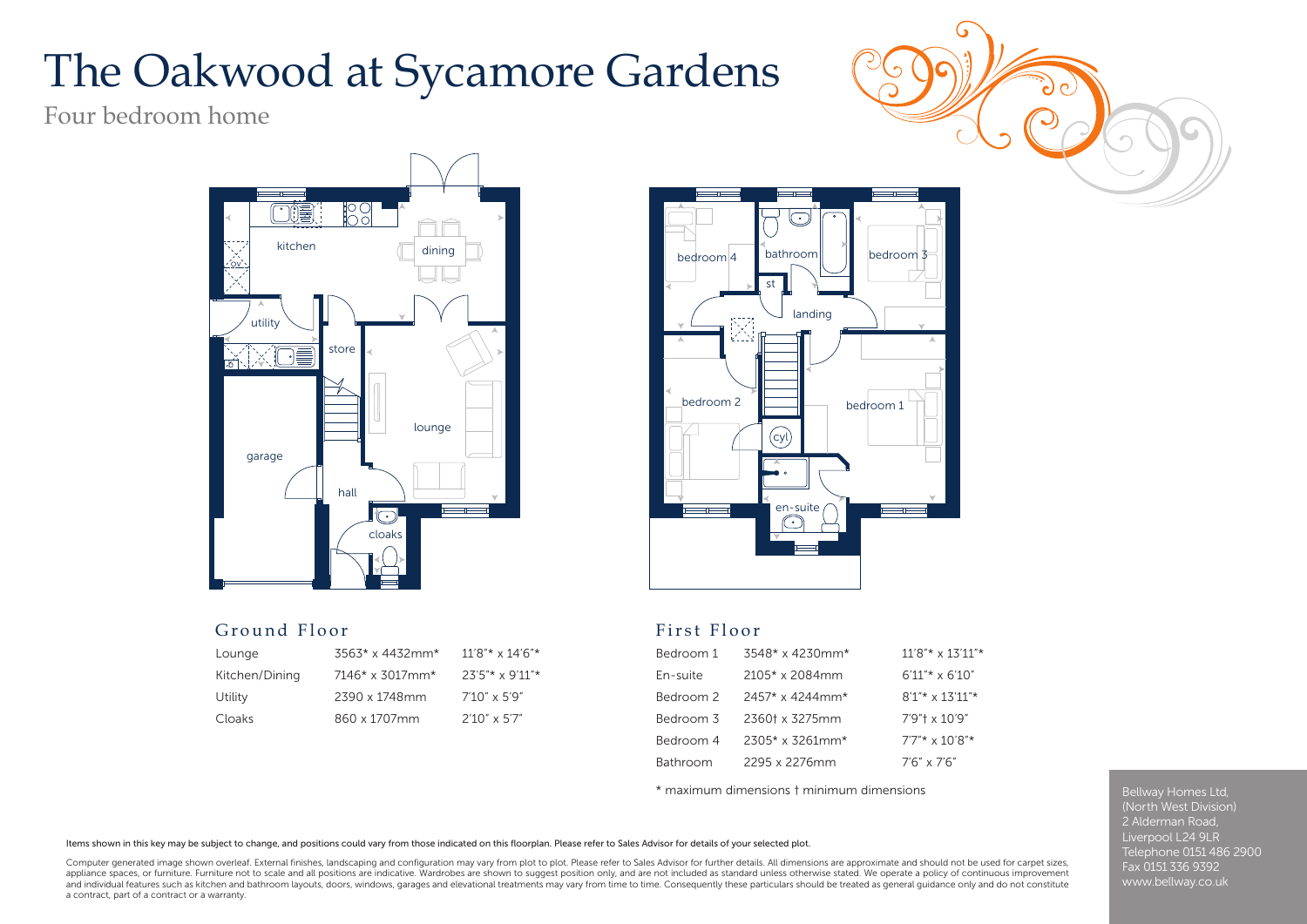# The Oakwood at Sycamore Gardens

Four bedroom home

## Ground Floor

| | | |
|---|---|---|
| Lounge | 3563* x 4432mm* | 11'8"* x 14'6"* |
| Kitchen/Dining | 7146* x 3017mm* | 23'5"* x 9'11"* |
| Utility | 2390 x 1748mm | 7'10" x 5'9" |
| Cloaks | 860 x 1707mm | 2'10" x 5'7" |

## First Floor

| | | |
|---|---|---|
| Bedroom 1 | 3548* x 4230mm* | 11'8"* x 13'11"* |
| En-suite | 2105* x 2084mm | 6'11"* x 6'10" |
| Bedroom 2 | 2457* x 4244mm* | 8'1"* x 13'11"* |
| Bedroom 3 | 2360† x 3275mm | 7'9"† x 10'9" |
| Bedroom 4 | 2305* x 3261mm* | 7'7"* x 10'8"* |
| Bathroom | 2295 x 2276mm | 7'6" x 7'6" |

* maximum dimensions † minimum dimensions

Items shown in this key may be subject to change, and positions could vary from those indicated on this floorplan. Please refer to Sales Advisor for details of your selected plot.

Computer generated image shown overleaf. External finishes, landscaping and configuration may vary from plot to plot. Please refer to Sales Advisor for further details. All dimensions are approximate and should not be used for carpet sizes, appliance spaces, or furniture. Furniture not to scale and all positions are indicative. Wardrobes are shown to suggest position only, and are not included as standard unless otherwise stated. We operate a policy of continuous improvement and individual features such as kitchen and bathroom layouts, doors, windows, garages and elevational treatments may vary from time to time. Consequently these particulars should be treated as general guidance only and do not constitute a contract, part of a contract or a warranty.

Bellway Homes Ltd,
(North West Division)
2 Alderman Road,
Liverpool L24 9LR
Telephone 0151 486 2900
Fax 0151 336 9392
www.bellway.co.uk